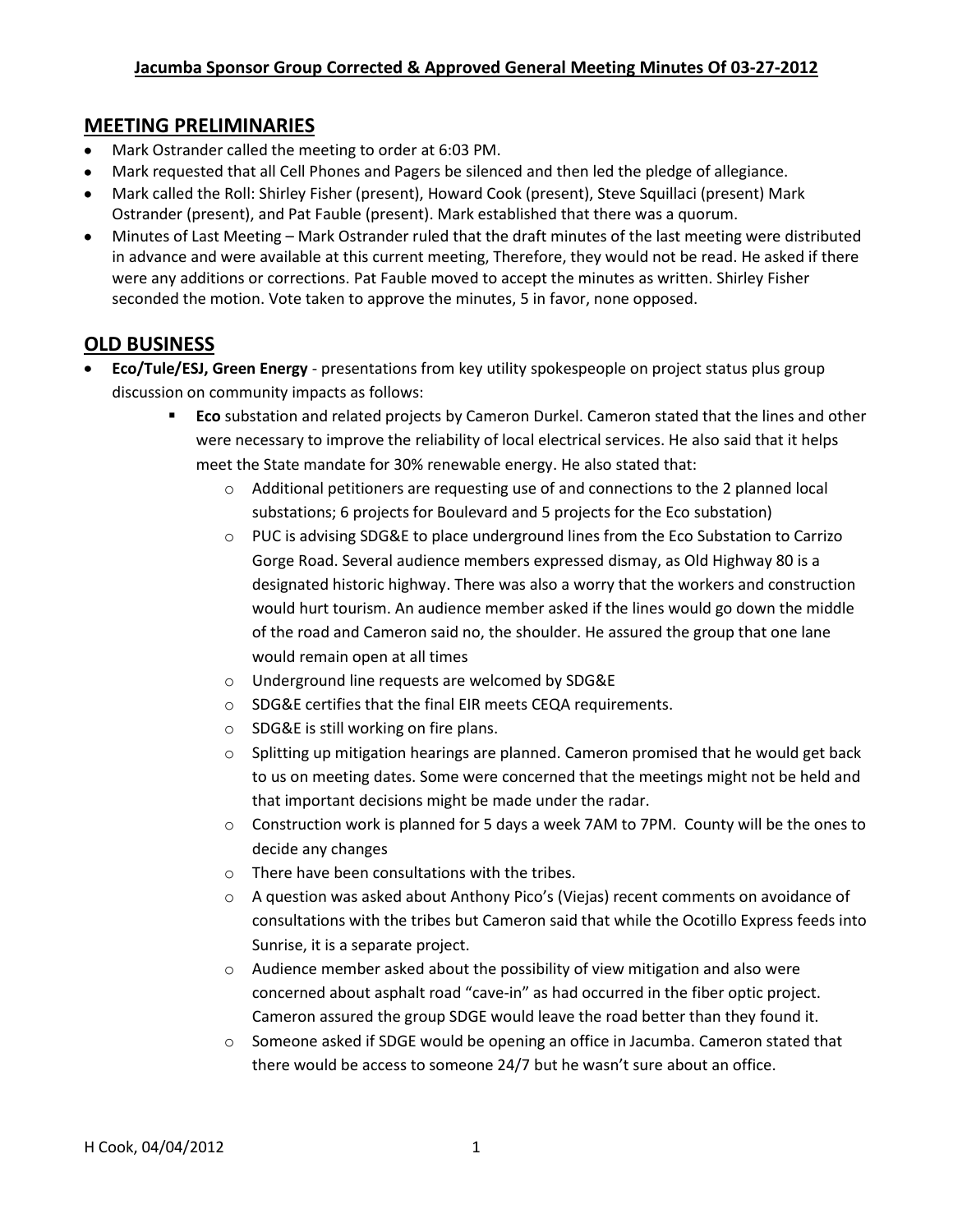# Jacumba Sponsor Group Corrected & Approved General Meeting Minutes Of 03-27-2012

## MEETING PRELIMINARIES

- Mark Ostrander called the meeting to order at 6:03 PM.
- Mark requested that all Cell Phones and Pagers be silenced and then led the pledge of allegiance.
- Mark called the Roll: Shirley Fisher (present), Howard Cook (present), Steve Squillaci (present) Mark Ostrander (present), and Pat Fauble (present). Mark established that there was a quorum.
- Minutes of Last Meeting – Mark Ostrander ruled that the draft minutes of the last meeting were distributed in advance and were available at this current meeting, Therefore, they would not be read. He asked if there were any additions or corrections. Pat Fauble moved to accept the minutes as written. Shirley Fisher seconded the motion. Vote taken to approve the minutes, 5 in favor, none opposed.

## OLD BUSINESS

- **Eco/Tule/ESJ, Green Energy** - presentations from key utility spokespeople on project status plus group discussion on community impacts as follows:
  - **Eco** substation and related projects by Cameron Durkel. Cameron stated that the lines and other were necessary to improve the reliability of local electrical services. He also said that it helps meet the State mandate for 30% renewable energy. He also stated that:
    - Additional petitioners are requesting use of and connections to the 2 planned local substations; 6 projects for Boulevard and 5 projects for the Eco substation)
    - PUC is advising SDG&E to place underground lines from the Eco Substation to Carrizo Gorge Road. Several audience members expressed dismay, as Old Highway 80 is a designated historic highway. There was also a worry that the workers and construction would hurt tourism. An audience member asked if the lines would go down the middle of the road and Cameron said no, the shoulder. He assured the group that one lane would remain open at all times
    - Underground line requests are welcomed by SDG&E
    - SDG&E certifies that the final EIR meets CEQA requirements.
    - SDG&E is still working on fire plans.
    - Splitting up mitigation hearings are planned. Cameron promised that he would get back to us on meeting dates. Some were concerned that the meetings might not be held and that important decisions might be made under the radar.
    - Construction work is planned for 5 days a week 7AM to 7PM. County will be the ones to decide any changes
    - There have been consultations with the tribes.
    - A question was asked about Anthony Pico's (Viejas) recent comments on avoidance of consultations with the tribes but Cameron said that while the Ocotillo Express feeds into Sunrise, it is a separate project.
    - Audience member asked about the possibility of view mitigation and also were concerned about asphalt road "cave-in" as had occurred in the fiber optic project. Cameron assured the group SDGE would leave the road better than they found it.
    - Someone asked if SDGE would be opening an office in Jacumba. Cameron stated that there would be access to someone 24/7 but he wasn't sure about an office.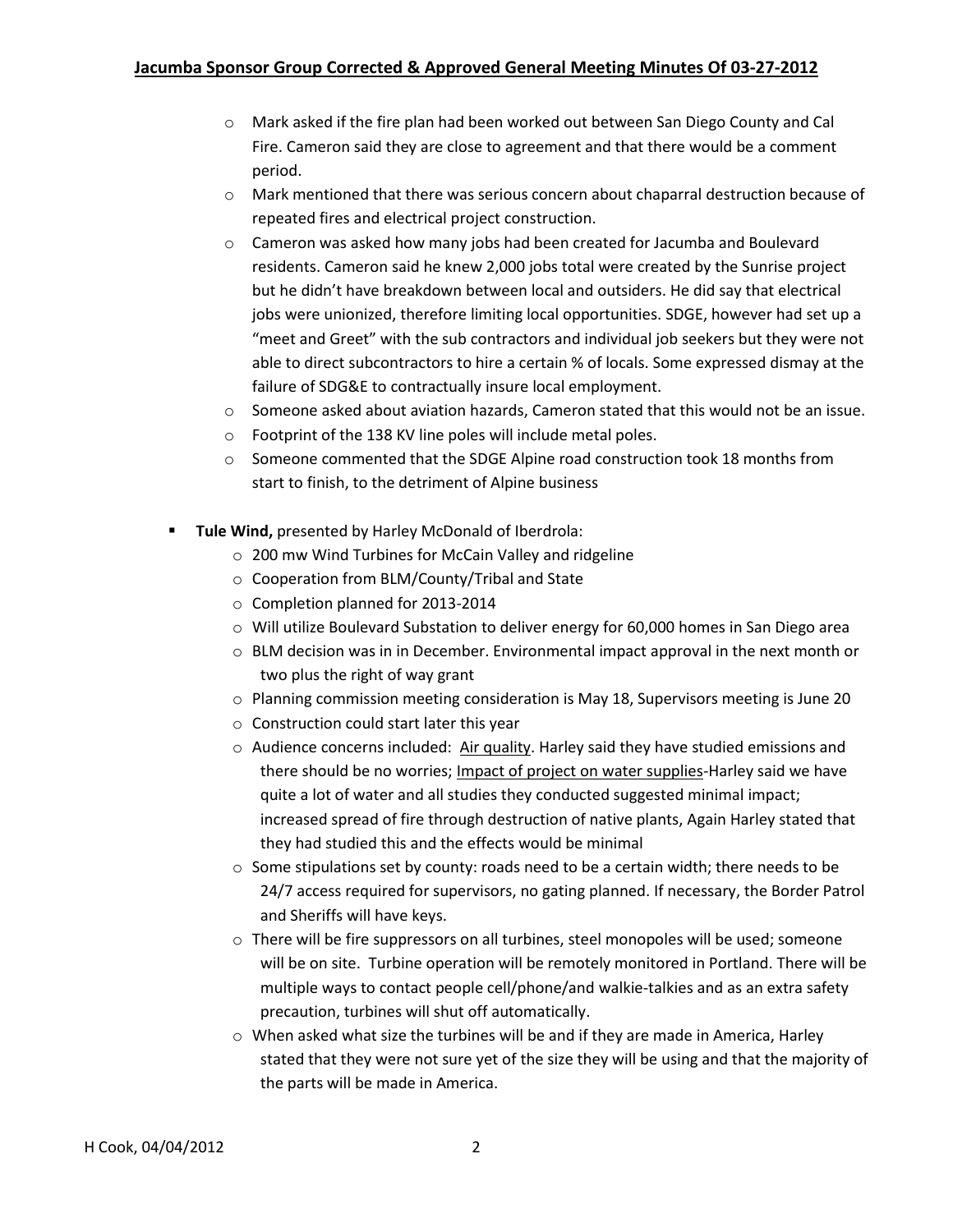- Mark asked if the fire plan had been worked out between San Diego County and Cal Fire. Cameron said they are close to agreement and that there would be a comment period.
- Mark mentioned that there was serious concern about chaparral destruction because of repeated fires and electrical project construction.
- Cameron was asked how many jobs had been created for Jacumba and Boulevard residents. Cameron said he knew 2,000 jobs total were created by the Sunrise project but he didn't have breakdown between local and outsiders. He did say that electrical jobs were unionized, therefore limiting local opportunities. SDGE, however had set up a "meet and Greet" with the sub contractors and individual job seekers but they were not able to direct subcontractors to hire a certain % of locals. Some expressed dismay at the failure of SDG&E to contractually insure local employment.
- Someone asked about aviation hazards, Cameron stated that this would not be an issue.
- Footprint of the 138 KV line poles will include metal poles.
- Someone commented that the SDGE Alpine road construction took 18 months from start to finish, to the detriment of Alpine business

- **Tule Wind,** presented by Harley McDonald of Iberdrola:
  - 200 mw Wind Turbines for McCain Valley and ridgeline
  - Cooperation from BLM/County/Tribal and State
  - Completion planned for 2013-2014
  - Will utilize Boulevard Substation to deliver energy for 60,000 homes in San Diego area
  - BLM decision was in in December. Environmental impact approval in the next month or two plus the right of way grant
  - Planning commission meeting consideration is May 18, Supervisors meeting is June 20
  - Construction could start later this year
  - Audience concerns included: <u>Air quality</u>. Harley said they have studied emissions and there should be no worries; <u>Impact of project on water supplies</u>-Harley said we have quite a lot of water and all studies they conducted suggested minimal impact; increased spread of fire through destruction of native plants, Again Harley stated that they had studied this and the effects would be minimal
  - Some stipulations set by county: roads need to be a certain width; there needs to be 24/7 access required for supervisors, no gating planned. If necessary, the Border Patrol and Sheriffs will have keys.
  - There will be fire suppressors on all turbines, steel monopoles will be used; someone will be on site. Turbine operation will be remotely monitored in Portland. There will be multiple ways to contact people cell/phone/and walkie-talkies and as an extra safety precaution, turbines will shut off automatically.
  - When asked what size the turbines will be and if they are made in America, Harley stated that they were not sure yet of the size they will be using and that the majority of the parts will be made in America.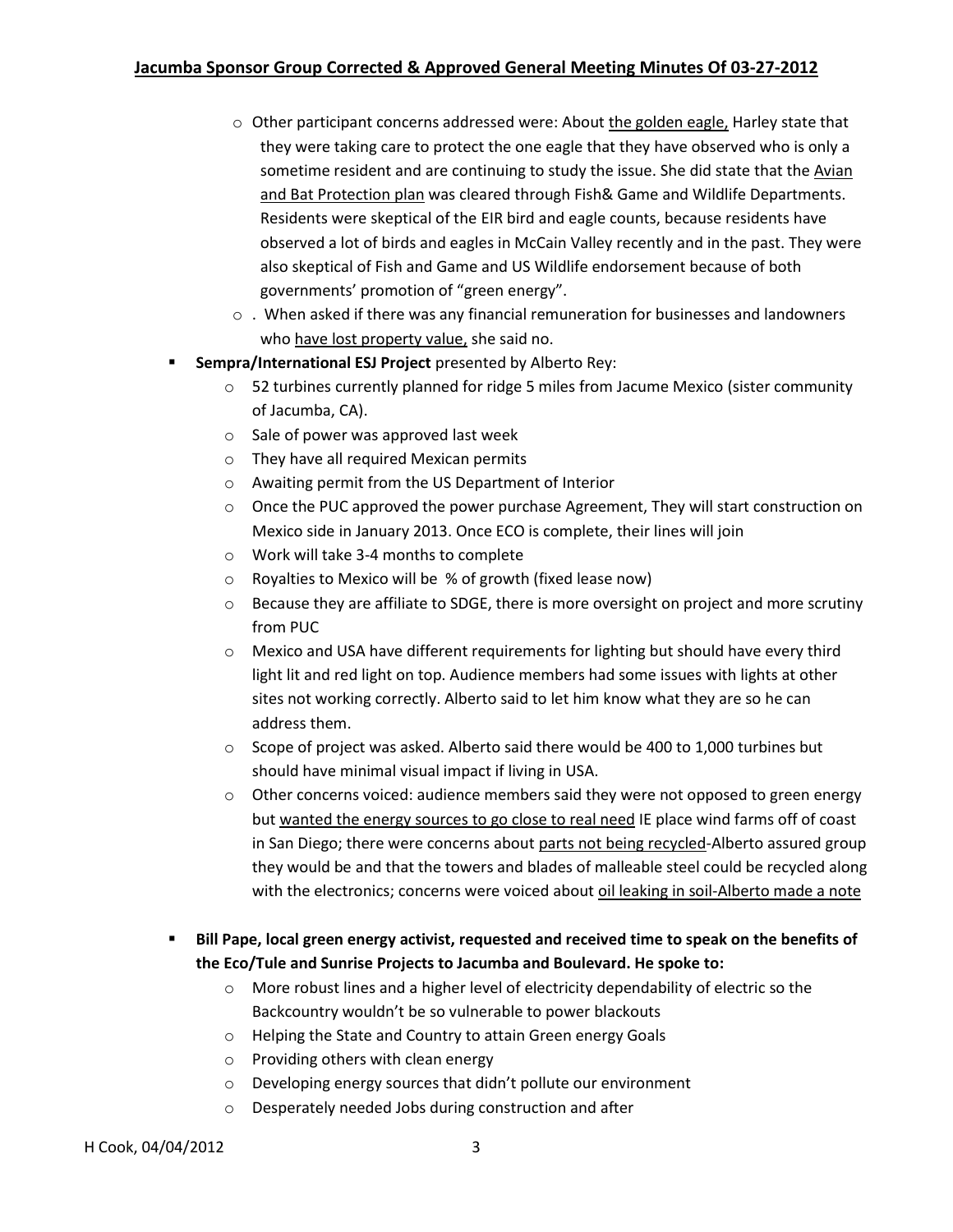- Other participant concerns addressed were: About <u>the golden eagle,</u> Harley state that they were taking care to protect the one eagle that they have observed who is only a sometime resident and are continuing to study the issue. She did state that the <u>Avian and Bat Protection plan</u> was cleared through Fish& Game and Wildlife Departments. Residents were skeptical of the EIR bird and eagle counts, because residents have observed a lot of birds and eagles in McCain Valley recently and in the past. They were also skeptical of Fish and Game and US Wildlife endorsement because of both governments' promotion of "green energy".
- . When asked if there was any financial remuneration for businesses and landowners who <u>have lost property value,</u> she said no.

- **Sempra/International ESJ Project** presented by Alberto Rey:
  - 52 turbines currently planned for ridge 5 miles from Jacume Mexico (sister community of Jacumba, CA).
  - Sale of power was approved last week
  - They have all required Mexican permits
  - Awaiting permit from the US Department of Interior
  - Once the PUC approved the power purchase Agreement, They will start construction on Mexico side in January 2013. Once ECO is complete, their lines will join
  - Work will take 3-4 months to complete
  - Royalties to Mexico will be % of growth (fixed lease now)
  - Because they are affiliate to SDGE, there is more oversight on project and more scrutiny from PUC
  - Mexico and USA have different requirements for lighting but should have every third light lit and red light on top. Audience members had some issues with lights at other sites not working correctly. Alberto said to let him know what they are so he can address them.
  - Scope of project was asked. Alberto said there would be 400 to 1,000 turbines but should have minimal visual impact if living in USA.
  - Other concerns voiced: audience members said they were not opposed to green energy but <u>wanted the energy sources to go close to real need</u> IE place wind farms off of coast in San Diego; there were concerns about <u>parts not being recycled</u>-Alberto assured group they would be and that the towers and blades of malleable steel could be recycled along with the electronics; concerns were voiced about <u>oil leaking in soil-Alberto made a note</u>

- **Bill Pape, local green energy activist, requested and received time to speak on the benefits of the Eco/Tule and Sunrise Projects to Jacumba and Boulevard. He spoke to:**
  - More robust lines and a higher level of electricity dependability of electric so the Backcountry wouldn't be so vulnerable to power blackouts
  - Helping the State and Country to attain Green energy Goals
  - Providing others with clean energy
  - Developing energy sources that didn't pollute our environment
  - Desperately needed Jobs during construction and after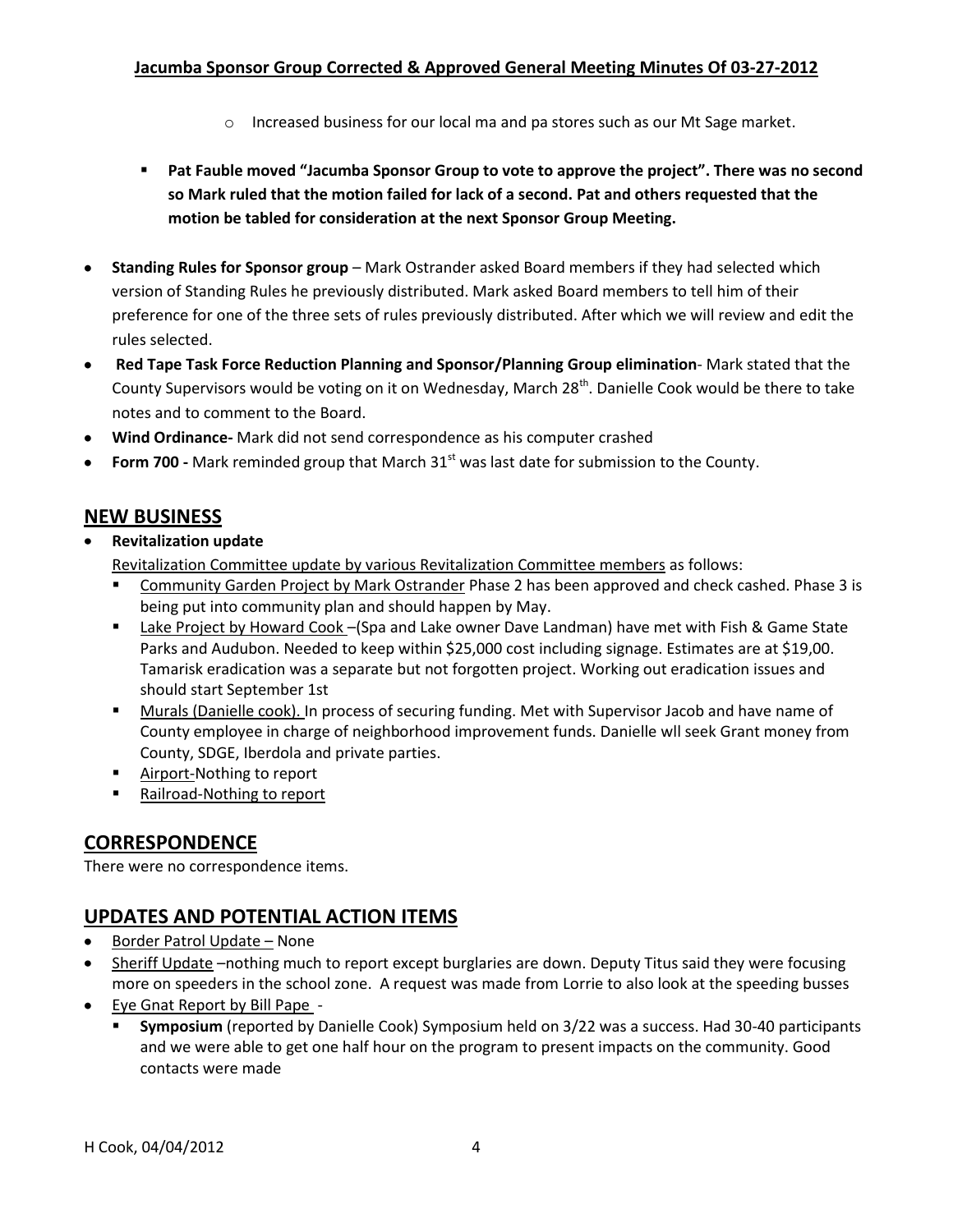- Increased business for our local ma and pa stores such as our Mt Sage market.

- **Pat Fauble moved "Jacumba Sponsor Group to vote to approve the project". There was no second so Mark ruled that the motion failed for lack of a second. Pat and others requested that the motion be tabled for consideration at the next Sponsor Group Meeting.**

- **Standing Rules for Sponsor group** – Mark Ostrander asked Board members if they had selected which version of Standing Rules he previously distributed. Mark asked Board members to tell him of their preference for one of the three sets of rules previously distributed. After which we will review and edit the rules selected.
- **Red Tape Task Force Reduction Planning and Sponsor/Planning Group elimination**- Mark stated that the County Supervisors would be voting on it on Wednesday, March 28th. Danielle Cook would be there to take notes and to comment to the Board.
- **Wind Ordinance-** Mark did not send correspondence as his computer crashed
- **Form 700 -** Mark reminded group that March 31st was last date for submission to the County.

## NEW BUSINESS

- **Revitalization update**

  Revitalization Committee update by various Revitalization Committee members as follows:

  - Community Garden Project by Mark Ostrander Phase 2 has been approved and check cashed. Phase 3 is being put into community plan and should happen by May.
  - Lake Project by Howard Cook –(Spa and Lake owner Dave Landman) have met with Fish & Game State Parks and Audubon. Needed to keep within $25,000 cost including signage. Estimates are at $19,00. Tamarisk eradication was a separate but not forgotten project. Working out eradication issues and should start September 1st
  - Murals (Danielle cook). In process of securing funding. Met with Supervisor Jacob and have name of County employee in charge of neighborhood improvement funds. Danielle wll seek Grant money from County, SDGE, Iberdola and private parties.
  - Airport-Nothing to report
  - Railroad-Nothing to report

## CORRESPONDENCE

There were no correspondence items.

## UPDATES AND POTENTIAL ACTION ITEMS

- Border Patrol Update – None
- Sheriff Update –nothing much to report except burglaries are down. Deputy Titus said they were focusing more on speeders in the school zone. A request was made from Lorrie to also look at the speeding busses
- Eye Gnat Report by Bill Pape -
  - **Symposium** (reported by Danielle Cook) Symposium held on 3/22 was a success. Had 30-40 participants and we were able to get one half hour on the program to present impacts on the community. Good contacts were made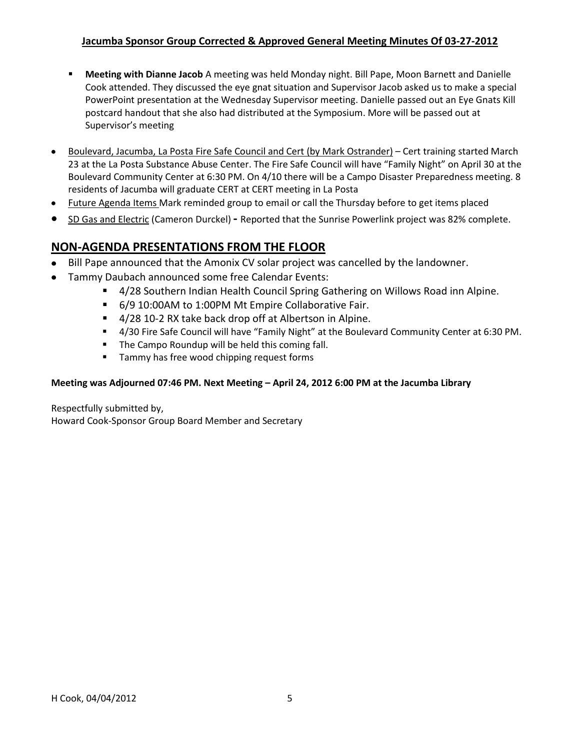- **Meeting with Dianne Jacob** A meeting was held Monday night. Bill Pape, Moon Barnett and Danielle Cook attended. They discussed the eye gnat situation and Supervisor Jacob asked us to make a special PowerPoint presentation at the Wednesday Supervisor meeting. Danielle passed out an Eye Gnats Kill postcard handout that she also had distributed at the Symposium. More will be passed out at Supervisor's meeting

- Boulevard, Jacumba, La Posta Fire Safe Council and Cert (by Mark Ostrander) – Cert training started March 23 at the La Posta Substance Abuse Center. The Fire Safe Council will have "Family Night" on April 30 at the Boulevard Community Center at 6:30 PM. On 4/10 there will be a Campo Disaster Preparedness meeting. 8 residents of Jacumba will graduate CERT at CERT meeting in La Posta
- Future Agenda Items Mark reminded group to email or call the Thursday before to get items placed
- SD Gas and Electric (Cameron Durckel) - Reported that the Sunrise Powerlink project was 82% complete.

## NON-AGENDA PRESENTATIONS FROM THE FLOOR

- Bill Pape announced that the Amonix CV solar project was cancelled by the landowner.
- Tammy Daubach announced some free Calendar Events:
  - 4/28 Southern Indian Health Council Spring Gathering on Willows Road inn Alpine.
  - 6/9 10:00AM to 1:00PM Mt Empire Collaborative Fair.
  - 4/28 10-2 RX take back drop off at Albertson in Alpine.
  - 4/30 Fire Safe Council will have "Family Night" at the Boulevard Community Center at 6:30 PM.
  - The Campo Roundup will be held this coming fall.
  - Tammy has free wood chipping request forms

**Meeting was Adjourned 07:46 PM. Next Meeting – April 24, 2012 6:00 PM at the Jacumba Library**

Respectfully submitted by,
Howard Cook-Sponsor Group Board Member and Secretary